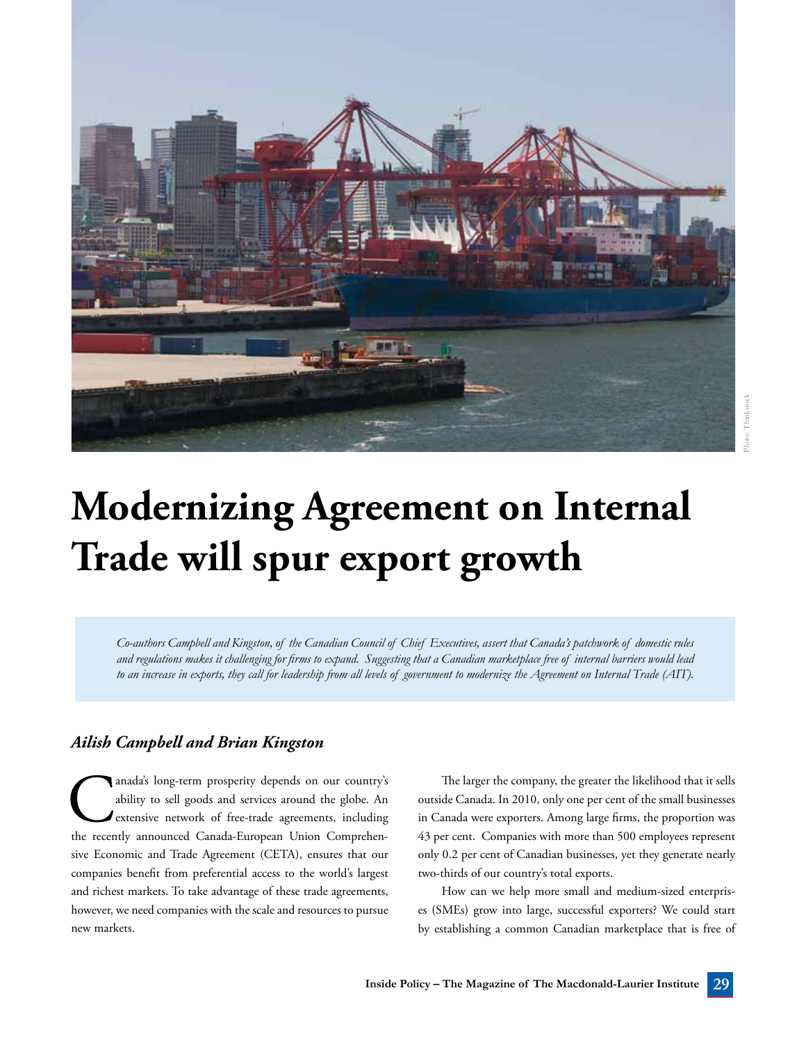# Modernizing Agreement on Internal Trade will spur export growth

*Co-authors Campbell and Kingston, of the Canadian Council of Chief Executives, assert that Canada's patchwork of domestic rules and regulations makes it challenging for firms to expand. Suggesting that a Canadian marketplace free of internal barriers would lead to an increase in exports, they call for leadership from all levels of government to modernize the Agreement on Internal Trade (AIT).*

***Ailish Campbell and Brian Kingston***

Canada's long-term prosperity depends on our country's ability to sell goods and services around the globe. An extensive network of free-trade agreements, including the recently announced Canada-European Union Comprehensive Economic and Trade Agreement (CETA), ensures that our companies benefit from preferential access to the world's largest and richest markets. To take advantage of these trade agreements, however, we need companies with the scale and resources to pursue new markets.

The larger the company, the greater the likelihood that it sells outside Canada. In 2010, only one per cent of the small businesses in Canada were exporters. Among large firms, the proportion was 43 per cent. Companies with more than 500 employees represent only 0.2 per cent of Canadian businesses, yet they generate nearly two-thirds of our country's total exports.

How can we help more small and medium-sized enterprises (SMEs) grow into large, successful exporters? We could start by establishing a common Canadian marketplace that is free of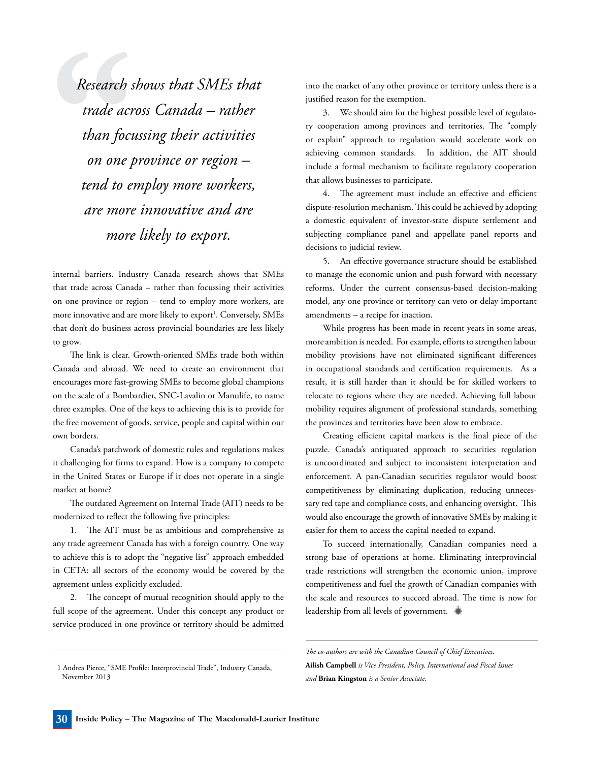> *Research shows that SMEs that trade across Canada – rather than focussing their activities on one province or region – tend to employ more workers, are more innovative and are more likely to export.*

internal barriers. Industry Canada research shows that SMEs that trade across Canada – rather than focussing their activities on one province or region – tend to employ more workers, are more innovative and are more likely to export[1]. Conversely, SMEs that don't do business across provincial boundaries are less likely to grow.

The link is clear. Growth-oriented SMEs trade both within Canada and abroad. We need to create an environment that encourages more fast-growing SMEs to become global champions on the scale of a Bombardier, SNC-Lavalin or Manulife, to name three examples. One of the keys to achieving this is to provide for the free movement of goods, service, people and capital within our own borders.

Canada's patchwork of domestic rules and regulations makes it challenging for firms to expand. How is a company to compete in the United States or Europe if it does not operate in a single market at home?

The outdated Agreement on Internal Trade (AIT) needs to be modernized to reflect the following five principles:

1. The AIT must be as ambitious and comprehensive as any trade agreement Canada has with a foreign country. One way to achieve this is to adopt the "negative list" approach embedded in CETA: all sectors of the economy would be covered by the agreement unless explicitly excluded.

2. The concept of mutual recognition should apply to the full scope of the agreement. Under this concept any product or service produced in one province or territory should be admitted into the market of any other province or territory unless there is a justified reason for the exemption.

3. We should aim for the highest possible level of regulatory cooperation among provinces and territories. The "comply or explain" approach to regulation would accelerate work on achieving common standards. In addition, the AIT should include a formal mechanism to facilitate regulatory cooperation that allows businesses to participate.

4. The agreement must include an effective and efficient dispute-resolution mechanism. This could be achieved by adopting a domestic equivalent of investor-state dispute settlement and subjecting compliance panel and appellate panel reports and decisions to judicial review.

5. An effective governance structure should be established to manage the economic union and push forward with necessary reforms. Under the current consensus-based decision-making model, any one province or territory can veto or delay important amendments – a recipe for inaction.

While progress has been made in recent years in some areas, more ambition is needed. For example, efforts to strengthen labour mobility provisions have not eliminated significant differences in occupational standards and certification requirements. As a result, it is still harder than it should be for skilled workers to relocate to regions where they are needed. Achieving full labour mobility requires alignment of professional standards, something the provinces and territories have been slow to embrace.

Creating efficient capital markets is the final piece of the puzzle. Canada's antiquated approach to securities regulation is uncoordinated and subject to inconsistent interpretation and enforcement. A pan-Canadian securities regulator would boost competitiveness by eliminating duplication, reducing unnecessary red tape and compliance costs, and enhancing oversight. This would also encourage the growth of innovative SMEs by making it easier for them to access the capital needed to expand.

To succeed internationally, Canadian companies need a strong base of operations at home. Eliminating interprovincial trade restrictions will strengthen the economic union, improve competitiveness and fuel the growth of Canadian companies with the scale and resources to succeed abroad. The time is now for leadership from all levels of government.

---

1 Andrea Pierce, "SME Profile: Interprovincial Trade", Industry Canada, November 2013

---

*The co-authors are with the Canadian Council of Chief Executives.* **Ailish Campbell** *is Vice President, Policy, International and Fiscal Issues and* **Brian Kingston** *is a Senior Associate.*